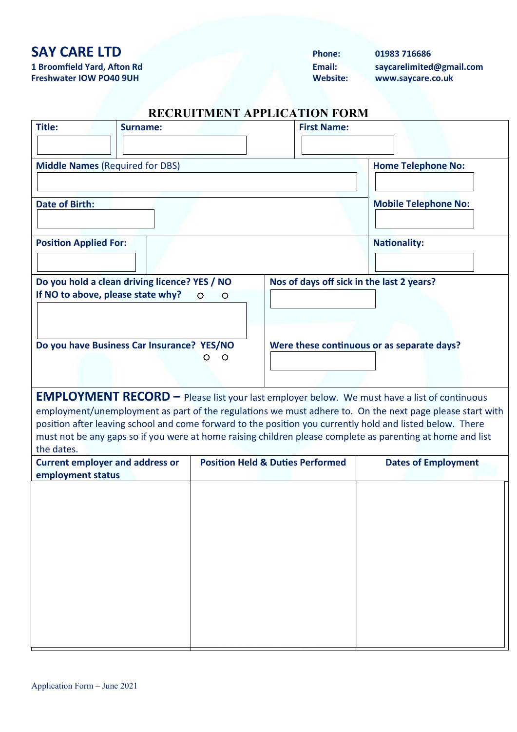# SAY CARE LTD

**1 Broomfield Yard, Afton Rd**
**Freshwater IOW PO40 9UH**

**Phone:** 01983 716686
**Email:** saycarelimited@gmail.com
**Website:** www.saycare.co.uk

## RECRUITMENT APPLICATION FORM

| **Title:** | **Surname:** | **First Name:** |
|---|---|---|
| | | |

| **Middle Names** (Required for DBS) | **Home Telephone No:** |
|---|---|
| | |
| **Date of Birth:** | **Mobile Telephone No:** |
| | |
| **Position Applied For:** | **Nationality:** |
| | |

| **Do you hold a clean driving licence? YES / NO** | **Nos of days off sick in the last 2 years?** |
|---|---|
| **If NO to above, please state why?** ○ ○ | |
| **Do you have Business Car Insurance? YES/NO** ○ ○ | **Were these continuous or as separate days?** |
| | |

**EMPLOYMENT RECORD –** Please list your last employer below. We must have a list of continuous employment/unemployment as part of the regulations we must adhere to. On the next page please start with position after leaving school and come forward to the position you currently hold and listed below. There must not be any gaps so if you were at home raising children please complete as parenting at home and list the dates.

| **Current employer and address or employment status** | **Position Held & Duties Performed** | **Dates of Employment** |
|---|---|---|
| | | |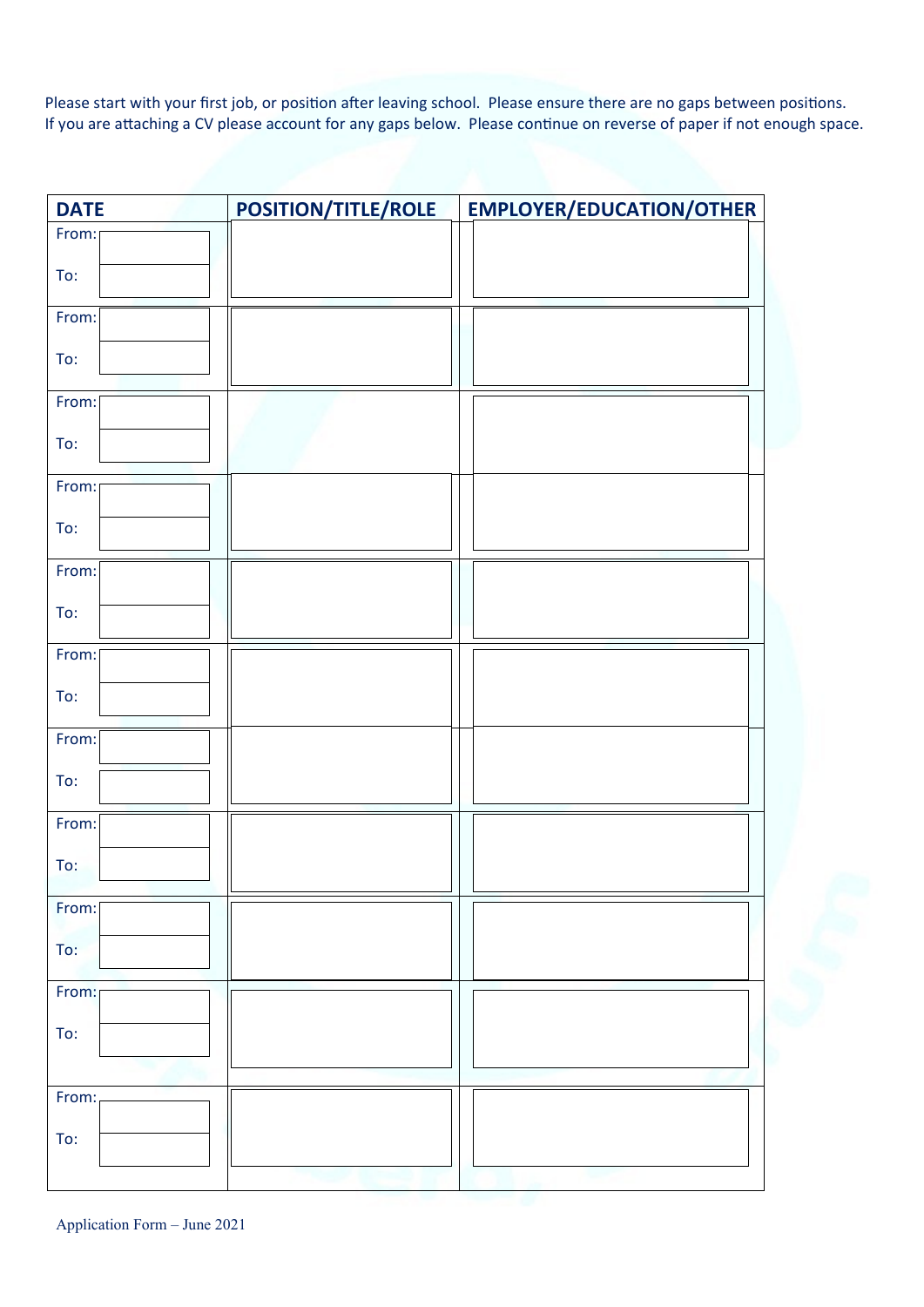Please start with your first job, or position after leaving school. Please ensure there are no gaps between positions. If you are attaching a CV please account for any gaps below. Please continue on reverse of paper if not enough space.

| DATE | POSITION/TITLE/ROLE | EMPLOYER/EDUCATION/OTHER |
|---|---|---|
| From: <br> To: | | |
| From: <br> To: | | |
| From: <br> To: | | |
| From: <br> To: | | |
| From: <br> To: | | |
| From: <br> To: | | |
| From: <br> To: | | |
| From: <br> To: | | |
| From: <br> To: | | |
| From: <br> To: | | |
| From: <br> To: | | |

Application Form – June 2021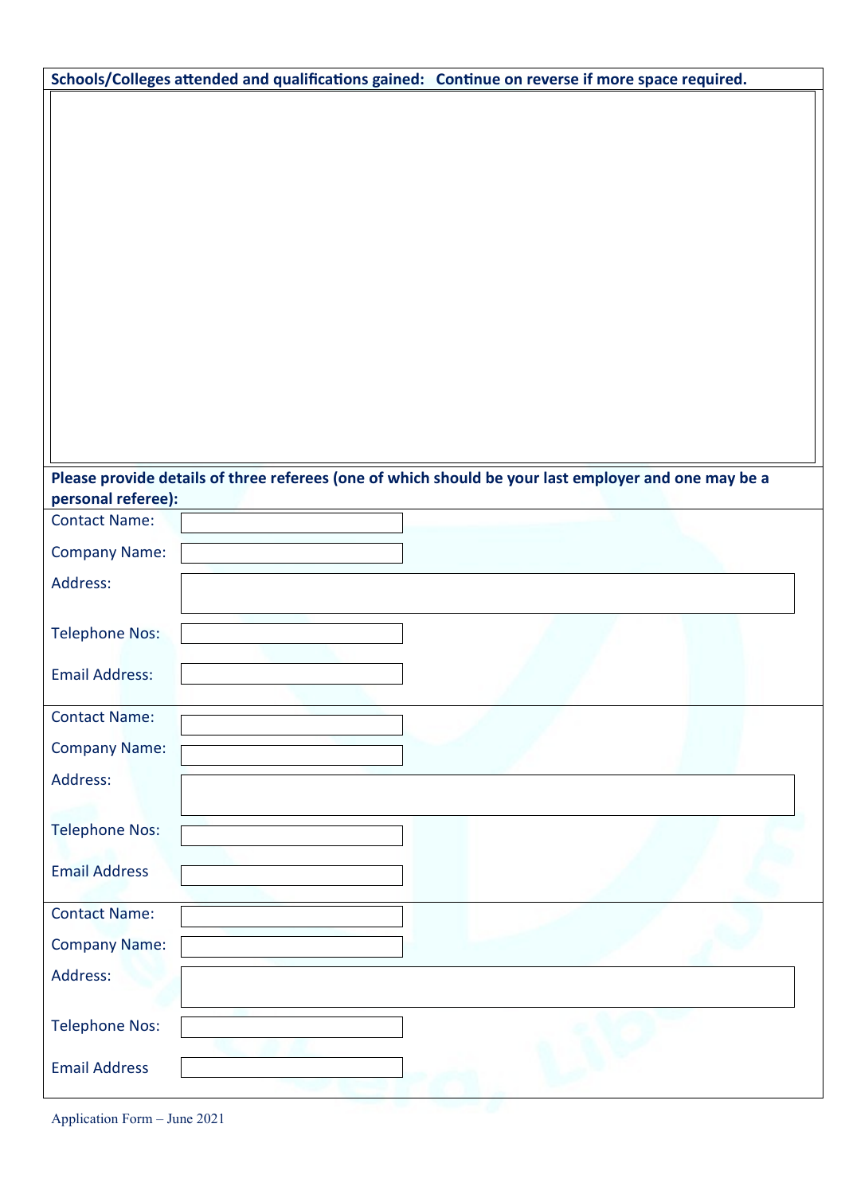**Schools/Colleges attended and qualifications gained: Continue on reverse if more space required.**

**Please provide details of three referees (one of which should be your last employer and one may be a personal referee):**

Contact Name:

Company Name:

Address:

Telephone Nos:

Email Address:

Contact Name:

Company Name:

Address:

Telephone Nos:

Email Address

Contact Name:

Company Name:

Address:

Telephone Nos:

Email Address

Application Form – June 2021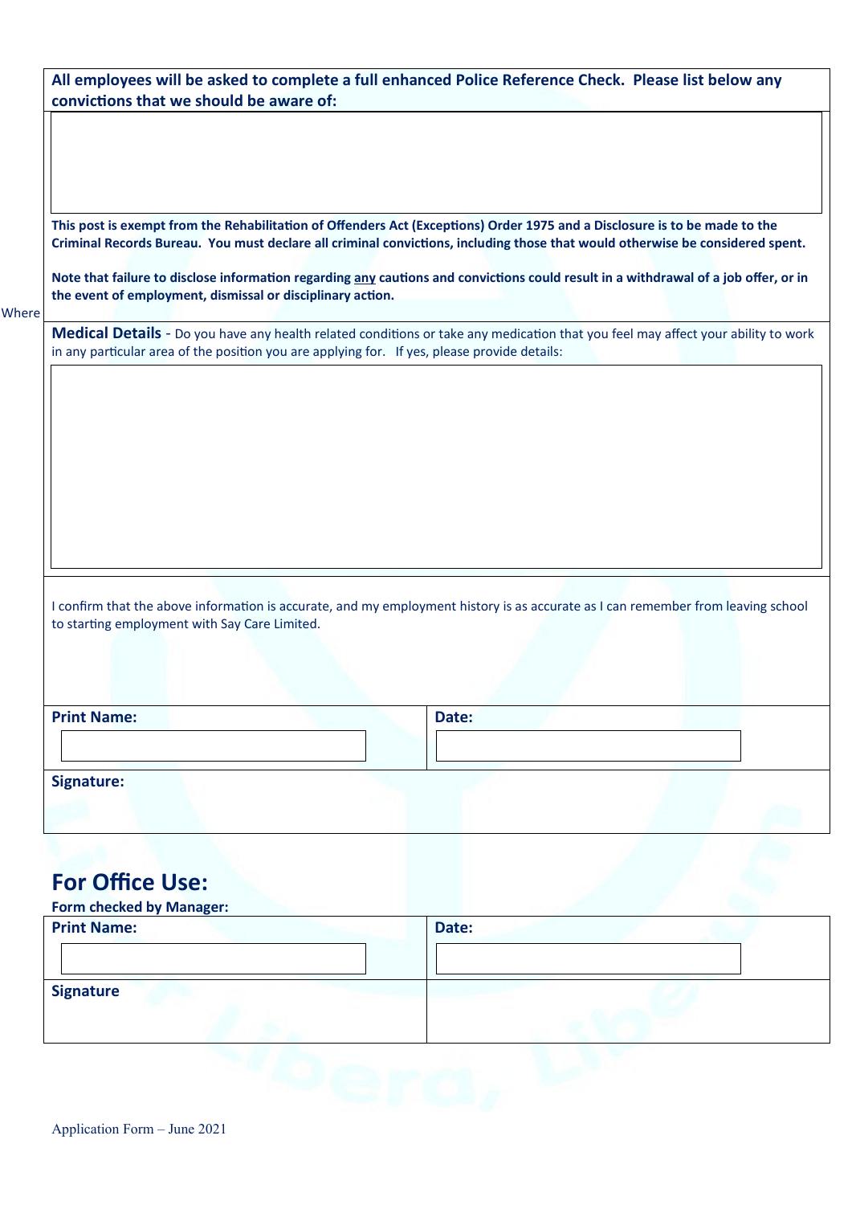**All employees will be asked to complete a full enhanced Police Reference Check. Please list below any convictions that we should be aware of:**

**This post is exempt from the Rehabilitation of Offenders Act (Exceptions) Order 1975 and a Disclosure is to be made to the Criminal Records Bureau. You must declare all criminal convictions, including those that would otherwise be considered spent.**

**Note that failure to disclose information regarding any cautions and convictions could result in a withdrawal of a job offer, or in the event of employment, dismissal or disciplinary action.**

Where

**Medical Details** - Do you have any health related conditions or take any medication that you feel may affect your ability to work in any particular area of the position you are applying for. If yes, please provide details:

I confirm that the above information is accurate, and my employment history is as accurate as I can remember from leaving school to starting employment with Say Care Limited.

| **Print Name:** | **Date:** |
| --- | --- |
| **Signature:** | |

## For Office Use:

**Form checked by Manager:**

| **Print Name:** | **Date:** |
| --- | --- |
| **Signature** | |

Application Form – June 2021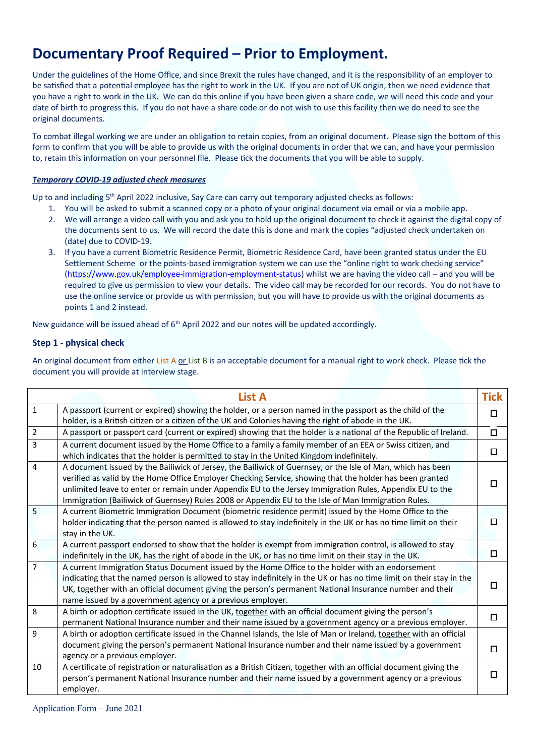# Documentary Proof Required – Prior to Employment.

Under the guidelines of the Home Office, and since Brexit the rules have changed, and it is the responsibility of an employer to be satisfied that a potential employee has the right to work in the UK. If you are not of UK origin, then we need evidence that you have a right to work in the UK. We can do this online if you have been given a share code, we will need this code and your date of birth to progress this. If you do not have a share code or do not wish to use this facility then we do need to see the original documents.

To combat illegal working we are under an obligation to retain copies, from an original document. Please sign the bottom of this form to confirm that you will be able to provide us with the original documents in order that we can, and have your permission to, retain this information on your personnel file. Please tick the documents that you will be able to supply.

***Temporary COVID-19 adjusted check measures***

Up to and including 5th April 2022 inclusive, Say Care can carry out temporary adjusted checks as follows:

1. You will be asked to submit a scanned copy or a photo of your original document via email or via a mobile app.
2. We will arrange a video call with you and ask you to hold up the original document to check it against the digital copy of the documents sent to us. We will record the date this is done and mark the copies "adjusted check undertaken on (date) due to COVID-19.
3. If you have a current Biometric Residence Permit, Biometric Residence Card, have been granted status under the EU Settlement Scheme or the points-based immigration system we can use the "online right to work checking service" (https://www.gov.uk/employee-immigration-employment-status) whilst we are having the video call – and you will be required to give us permission to view your details. The video call may be recorded for our records. You do not have to use the online service or provide us with permission, but you will have to provide us with the original documents as points 1 and 2 instead.

New guidance will be issued ahead of 6th April 2022 and our notes will be updated accordingly.

**Step 1 - physical check**

An original document from either List A or List B is an acceptable document for a manual right to work check. Please tick the document you will provide at interview stage.

| | List A | Tick |
|---|---|---|
| 1 | A passport (current or expired) showing the holder, or a person named in the passport as the child of the holder, is a British citizen or a citizen of the UK and Colonies having the right of abode in the UK. | ☐ |
| 2 | A passport or passport card (current or expired) showing that the holder is a national of the Republic of Ireland. | ☐ |
| 3 | A current document issued by the Home Office to a family a family member of an EEA or Swiss citizen, and which indicates that the holder is permitted to stay in the United Kingdom indefinitely. | ☐ |
| 4 | A document issued by the Bailiwick of Jersey, the Bailiwick of Guernsey, or the Isle of Man, which has been verified as valid by the Home Office Employer Checking Service, showing that the holder has been granted unlimited leave to enter or remain under Appendix EU to the Jersey Immigration Rules, Appendix EU to the Immigration (Bailiwick of Guernsey) Rules 2008 or Appendix EU to the Isle of Man Immigration Rules. | ☐ |
| 5 | A current Biometric Immigration Document (biometric residence permit) issued by the Home Office to the holder indicating that the person named is allowed to stay indefinitely in the UK or has no time limit on their stay in the UK. | ☐ |
| 6 | A current passport endorsed to show that the holder is exempt from immigration control, is allowed to stay indefinitely in the UK, has the right of abode in the UK, or has no time limit on their stay in the UK. | ☐ |
| 7 | A current Immigration Status Document issued by the Home Office to the holder with an endorsement indicating that the named person is allowed to stay indefinitely in the UK or has no time limit on their stay in the UK, together with an official document giving the person's permanent National Insurance number and their name issued by a government agency or a previous employer. | ☐ |
| 8 | A birth or adoption certificate issued in the UK, together with an official document giving the person's permanent National Insurance number and their name issued by a government agency or a previous employer. | ☐ |
| 9 | A birth or adoption certificate issued in the Channel Islands, the Isle of Man or Ireland, together with an official document giving the person's permanent National Insurance number and their name issued by a government agency or a previous employer. | ☐ |
| 10 | A certificate of registration or naturalisation as a British Citizen, together with an official document giving the person's permanent National Insurance number and their name issued by a government agency or a previous employer. | ☐ |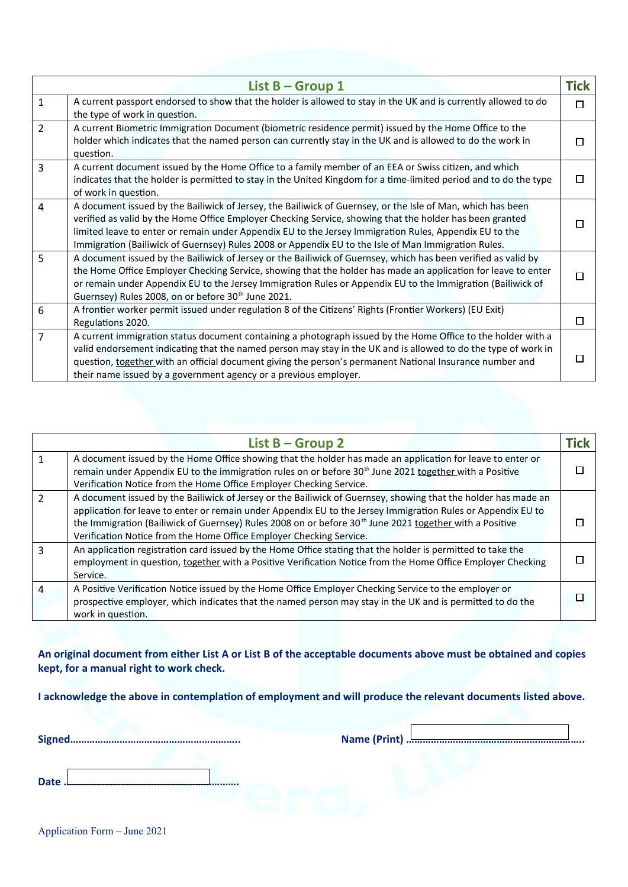| | List B – Group 1 | Tick |
|---|---|---|
| 1 | A current passport endorsed to show that the holder is allowed to stay in the UK and is currently allowed to do the type of work in question. | ☐ |
| 2 | A current Biometric Immigration Document (biometric residence permit) issued by the Home Office to the holder which indicates that the named person can currently stay in the UK and is allowed to do the work in question. | ☐ |
| 3 | A current document issued by the Home Office to a family member of an EEA or Swiss citizen, and which indicates that the holder is permitted to stay in the United Kingdom for a time-limited period and to do the type of work in question. | ☐ |
| 4 | A document issued by the Bailiwick of Jersey, the Bailiwick of Guernsey, or the Isle of Man, which has been verified as valid by the Home Office Employer Checking Service, showing that the holder has been granted limited leave to enter or remain under Appendix EU to the Jersey Immigration Rules, Appendix EU to the Immigration (Bailiwick of Guernsey) Rules 2008 or Appendix EU to the Isle of Man Immigration Rules. | ☐ |
| 5 | A document issued by the Bailiwick of Jersey or the Bailiwick of Guernsey, which has been verified as valid by the Home Office Employer Checking Service, showing that the holder has made an application for leave to enter or remain under Appendix EU to the Jersey Immigration Rules or Appendix EU to the Immigration (Bailiwick of Guernsey) Rules 2008, on or before 30th June 2021. | ☐ |
| 6 | A frontier worker permit issued under regulation 8 of the Citizens' Rights (Frontier Workers) (EU Exit) Regulations 2020. | ☐ |
| 7 | A current immigration status document containing a photograph issued by the Home Office to the holder with a valid endorsement indicating that the named person may stay in the UK and is allowed to do the type of work in question, <u>together</u> with an official document giving the person's permanent National Insurance number and their name issued by a government agency or a previous employer. | ☐ |

| | List B – Group 2 | Tick |
|---|---|---|
| 1 | A document issued by the Home Office showing that the holder has made an application for leave to enter or remain under Appendix EU to the immigration rules on or before 30th June 2021 <u>together</u> with a Positive Verification Notice from the Home Office Employer Checking Service. | ☐ |
| 2 | A document issued by the Bailiwick of Jersey or the Bailiwick of Guernsey, showing that the holder has made an application for leave to enter or remain under Appendix EU to the Jersey Immigration Rules or Appendix EU to the Immigration (Bailiwick of Guernsey) Rules 2008 on or before 30th June 2021 <u>together</u> with a Positive Verification Notice from the Home Office Employer Checking Service. | ☐ |
| 3 | An application registration card issued by the Home Office stating that the holder is permitted to take the employment in question, <u>together</u> with a Positive Verification Notice from the Home Office Employer Checking Service. | ☐ |
| 4 | A Positive Verification Notice issued by the Home Office Employer Checking Service to the employer or prospective employer, which indicates that the named person may stay in the UK and is permitted to do the work in question. | ☐ |

**An original document from either List A or List B of the acceptable documents above must be obtained and copies kept, for a manual right to work check.**

**I acknowledge the above in contemplation of employment and will produce the relevant documents listed above.**

**Signed……………………………………………………..** **Name (Print) ……………………………………………………….**

**Date ……………………………………………………….**

Application Form – June 2021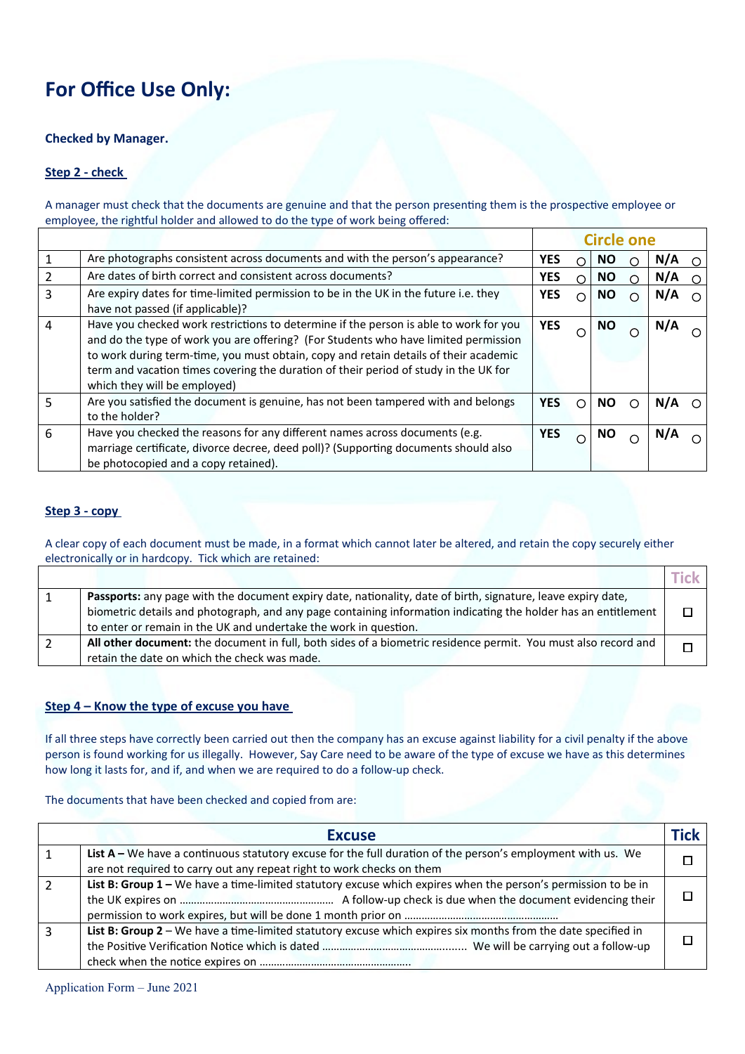# For Office Use Only:

**Checked by Manager.**

**Step 2 - check**

A manager must check that the documents are genuine and that the person presenting them is the prospective employee or employee, the rightful holder and allowed to do the type of work being offered:

| | | Circle one | | |
|---|---|---|---|---|
| 1 | Are photographs consistent across documents and with the person's appearance? | **YES** ○ | **NO** ○ | **N/A** ○ |
| 2 | Are dates of birth correct and consistent across documents? | **YES** ○ | **NO** ○ | **N/A** ○ |
| 3 | Are expiry dates for time-limited permission to be in the UK in the future i.e. they have not passed (if applicable)? | **YES** ○ | **NO** ○ | **N/A** ○ |
| 4 | Have you checked work restrictions to determine if the person is able to work for you and do the type of work you are offering? (For Students who have limited permission to work during term-time, you must obtain, copy and retain details of their academic term and vacation times covering the duration of their period of study in the UK for which they will be employed) | **YES** ○ | **NO** ○ | **N/A** ○ |
| 5 | Are you satisfied the document is genuine, has not been tampered with and belongs to the holder? | **YES** ○ | **NO** ○ | **N/A** ○ |
| 6 | Have you checked the reasons for any different names across documents (e.g. marriage certificate, divorce decree, deed poll)? (Supporting documents should also be photocopied and a copy retained). | **YES** ○ | **NO** ○ | **N/A** ○ |

**Step 3 - copy**

A clear copy of each document must be made, in a format which cannot later be altered, and retain the copy securely either electronically or in hardcopy. Tick which are retained:

| | | Tick |
|---|---|---|
| 1 | **Passports:** any page with the document expiry date, nationality, date of birth, signature, leave expiry date, biometric details and photograph, and any page containing information indicating the holder has an entitlement to enter or remain in the UK and undertake the work in question. | ☐ |
| 2 | **All other document:** the document in full, both sides of a biometric residence permit. You must also record and retain the date on which the check was made. | ☐ |

**Step 4 – Know the type of excuse you have**

If all three steps have correctly been carried out then the company has an excuse against liability for a civil penalty if the above person is found working for us illegally. However, Say Care need to be aware of the type of excuse we have as this determines how long it lasts for, and if, and when we are required to do a follow-up check.

The documents that have been checked and copied from are:

| | Excuse | Tick |
|---|---|---|
| 1 | **List A –** We have a continuous statutory excuse for the full duration of the person's employment with us. We are not required to carry out any repeat right to work checks on them | ☐ |
| 2 | **List B: Group 1 –** We have a time-limited statutory excuse which expires when the person's permission to be in the UK expires on ……………………………………………… A follow-up check is due when the document evidencing their permission to work expires, but will be done 1 month prior on ……………………………………………… | ☐ |
| 3 | **List B: Group 2** – We have a time-limited statutory excuse which expires six months from the date specified in the Positive Verification Notice which is dated ………………………………………….. We will be carrying out a follow-up check when the notice expires on ……………………………………………. | ☐ |

Application Form – June 2021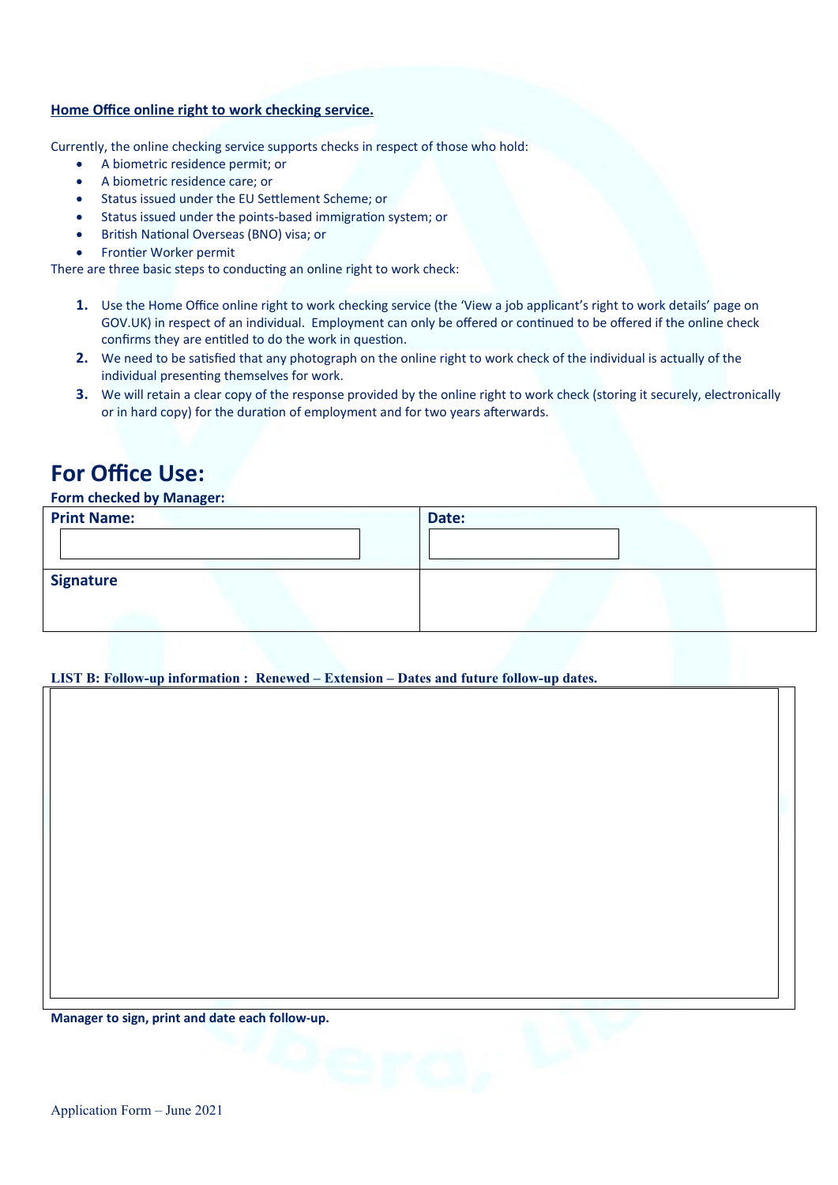**Home Office online right to work checking service.**

Currently, the online checking service supports checks in respect of those who hold:

- A biometric residence permit; or
- A biometric residence care; or
- Status issued under the EU Settlement Scheme; or
- Status issued under the points-based immigration system; or
- British National Overseas (BNO) visa; or
- Frontier Worker permit

There are three basic steps to conducting an online right to work check:

1. Use the Home Office online right to work checking service (the 'View a job applicant's right to work details' page on GOV.UK) in respect of an individual. Employment can only be offered or continued to be offered if the online check confirms they are entitled to do the work in question.
2. We need to be satisfied that any photograph on the online right to work check of the individual is actually of the individual presenting themselves for work.
3. We will retain a clear copy of the response provided by the online right to work check (storing it securely, electronically or in hard copy) for the duration of employment and for two years afterwards.

## For Office Use:

**Form checked by Manager:**

| | |
|---|---|
| **Print Name:** | **Date:** |
| **Signature** | |

**LIST B: Follow-up information : Renewed – Extension – Dates and future follow-up dates.**

| |
|---|
| |

**Manager to sign, print and date each follow-up.**

Application Form – June 2021